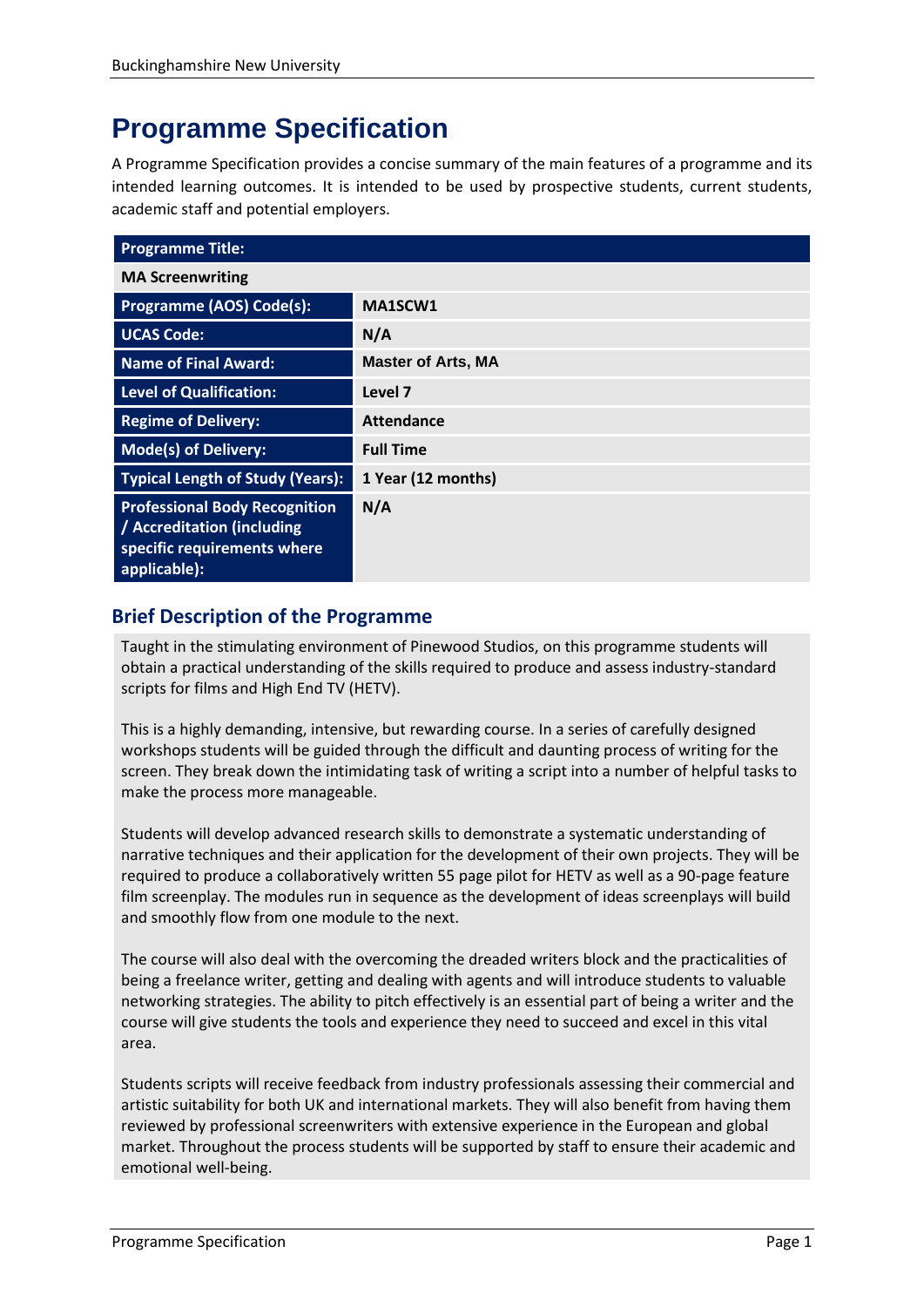# Programme Specification

A Programme Specification provides a concise summary of the main features of a programme and its intended learning outcomes. It is intended to be used by prospective students, current students, academic staff and potential employers.

| **Programme Title:** | |
|---|---|
| **MA Screenwriting** | |
| **Programme (AOS) Code(s):** | **MA1SCW1** |
| **UCAS Code:** | **N/A** |
| **Name of Final Award:** | **Master of Arts, MA** |
| **Level of Qualification:** | **Level 7** |
| **Regime of Delivery:** | **Attendance** |
| **Mode(s) of Delivery:** | **Full Time** |
| **Typical Length of Study (Years):** | **1 Year (12 months)** |
| **Professional Body Recognition / Accreditation (including specific requirements where applicable):** | **N/A** |

## Brief Description of the Programme

Taught in the stimulating environment of Pinewood Studios, on this programme students will obtain a practical understanding of the skills required to produce and assess industry-standard scripts for films and High End TV (HETV).

This is a highly demanding, intensive, but rewarding course. In a series of carefully designed workshops students will be guided through the difficult and daunting process of writing for the screen. They break down the intimidating task of writing a script into a number of helpful tasks to make the process more manageable.

Students will develop advanced research skills to demonstrate a systematic understanding of narrative techniques and their application for the development of their own projects. They will be required to produce a collaboratively written 55 page pilot for HETV as well as a 90-page feature film screenplay. The modules run in sequence as the development of ideas screenplays will build and smoothly flow from one module to the next.

The course will also deal with the overcoming the dreaded writers block and the practicalities of being a freelance writer, getting and dealing with agents and will introduce students to valuable networking strategies. The ability to pitch effectively is an essential part of being a writer and the course will give students the tools and experience they need to succeed and excel in this vital area.

Students scripts will receive feedback from industry professionals assessing their commercial and artistic suitability for both UK and international markets. They will also benefit from having them reviewed by professional screenwriters with extensive experience in the European and global market. Throughout the process students will be supported by staff to ensure their academic and emotional well-being.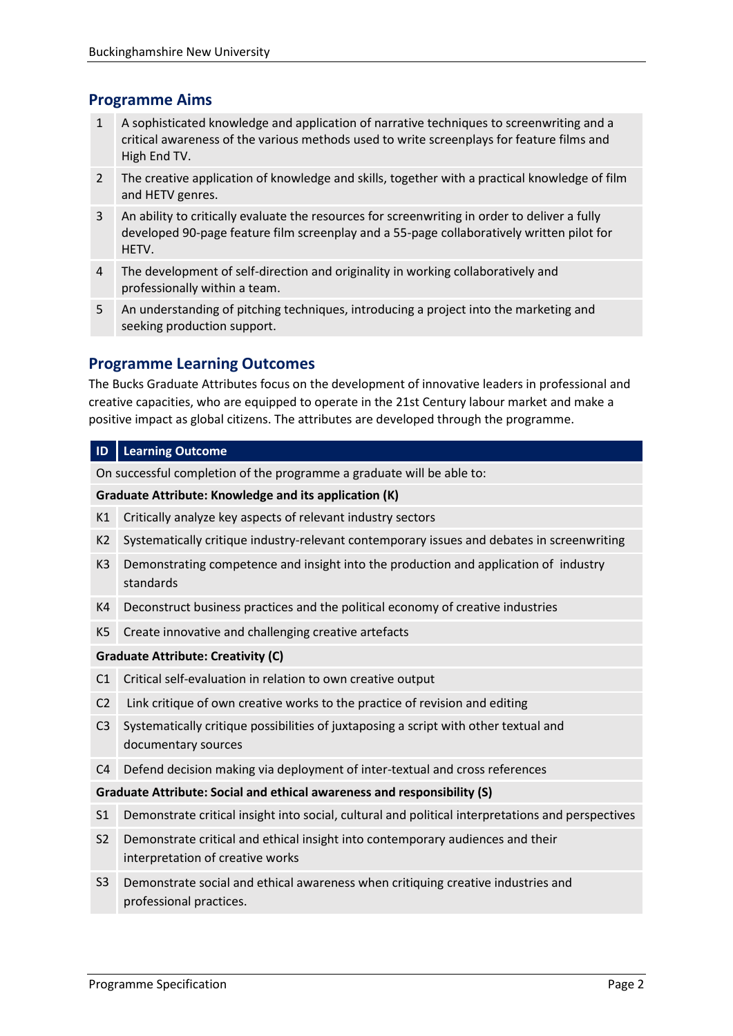## Programme Aims

| | |
|---|---|
| 1 | A sophisticated knowledge and application of narrative techniques to screenwriting and a critical awareness of the various methods used to write screenplays for feature films and High End TV. |
| 2 | The creative application of knowledge and skills, together with a practical knowledge of film and HETV genres. |
| 3 | An ability to critically evaluate the resources for screenwriting in order to deliver a fully developed 90-page feature film screenplay and a 55-page collaboratively written pilot for HETV. |
| 4 | The development of self-direction and originality in working collaboratively and professionally within a team. |
| 5 | An understanding of pitching techniques, introducing a project into the marketing and seeking production support. |

## Programme Learning Outcomes

The Bucks Graduate Attributes focus on the development of innovative leaders in professional and creative capacities, who are equipped to operate in the 21st Century labour market and make a positive impact as global citizens. The attributes are developed through the programme.

| ID | Learning Outcome |
|---|---|
| On successful completion of the programme a graduate will be able to: | |
| **Graduate Attribute: Knowledge and its application (K)** | |
| K1 | Critically analyze key aspects of relevant industry sectors |
| K2 | Systematically critique industry-relevant contemporary issues and debates in screenwriting |
| K3 | Demonstrating competence and insight into the production and application of industry standards |
| K4 | Deconstruct business practices and the political economy of creative industries |
| K5 | Create innovative and challenging creative artefacts |
| **Graduate Attribute: Creativity (C)** | |
| C1 | Critical self-evaluation in relation to own creative output |
| C2 | Link critique of own creative works to the practice of revision and editing |
| C3 | Systematically critique possibilities of juxtaposing a script with other textual and documentary sources |
| C4 | Defend decision making via deployment of inter-textual and cross references |
| **Graduate Attribute: Social and ethical awareness and responsibility (S)** | |
| S1 | Demonstrate critical insight into social, cultural and political interpretations and perspectives |
| S2 | Demonstrate critical and ethical insight into contemporary audiences and their interpretation of creative works |
| S3 | Demonstrate social and ethical awareness when critiquing creative industries and professional practices. |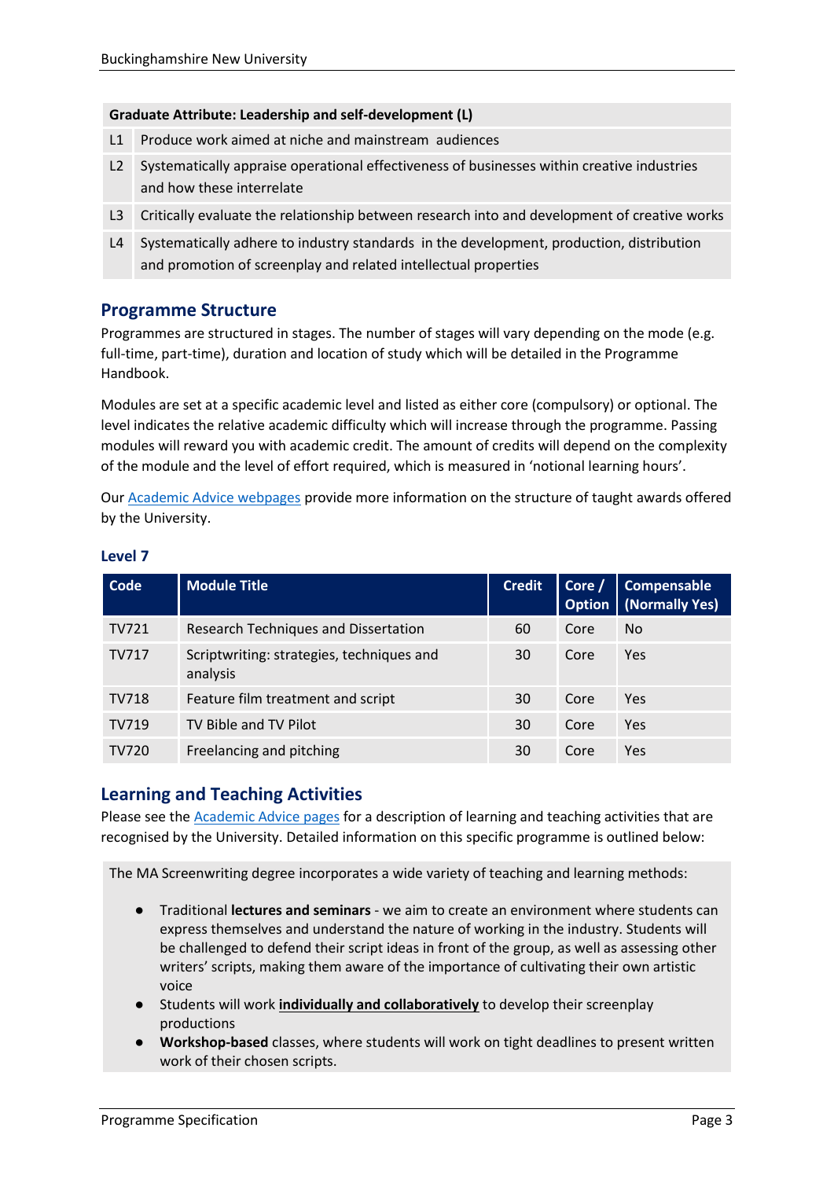| Graduate Attribute: Leadership and self-development (L) | |
|---|---|
| L1 | Produce work aimed at niche and mainstream audiences |
| L2 | Systematically appraise operational effectiveness of businesses within creative industries and how these interrelate |
| L3 | Critically evaluate the relationship between research into and development of creative works |
| L4 | Systematically adhere to industry standards in the development, production, distribution and promotion of screenplay and related intellectual properties |

## Programme Structure

Programmes are structured in stages. The number of stages will vary depending on the mode (e.g. full-time, part-time), duration and location of study which will be detailed in the Programme Handbook.

Modules are set at a specific academic level and listed as either core (compulsory) or optional. The level indicates the relative academic difficulty which will increase through the programme. Passing modules will reward you with academic credit. The amount of credits will depend on the complexity of the module and the level of effort required, which is measured in 'notional learning hours'.

Our Academic Advice webpages provide more information on the structure of taught awards offered by the University.

### Level 7

| Code | Module Title | Credit | Core / Option | Compensable (Normally Yes) |
|---|---|---|---|---|
| TV721 | Research Techniques and Dissertation | 60 | Core | No |
| TV717 | Scriptwriting: strategies, techniques and analysis | 30 | Core | Yes |
| TV718 | Feature film treatment and script | 30 | Core | Yes |
| TV719 | TV Bible and TV Pilot | 30 | Core | Yes |
| TV720 | Freelancing and pitching | 30 | Core | Yes |

## Learning and Teaching Activities

Please see the Academic Advice pages for a description of learning and teaching activities that are recognised by the University. Detailed information on this specific programme is outlined below:

The MA Screenwriting degree incorporates a wide variety of teaching and learning methods:

- Traditional **lectures and seminars** - we aim to create an environment where students can express themselves and understand the nature of working in the industry. Students will be challenged to defend their script ideas in front of the group, as well as assessing other writers' scripts, making them aware of the importance of cultivating their own artistic voice
- Students will work **individually and collaboratively** to develop their screenplay productions
- **Workshop-based** classes, where students will work on tight deadlines to present written work of their chosen scripts.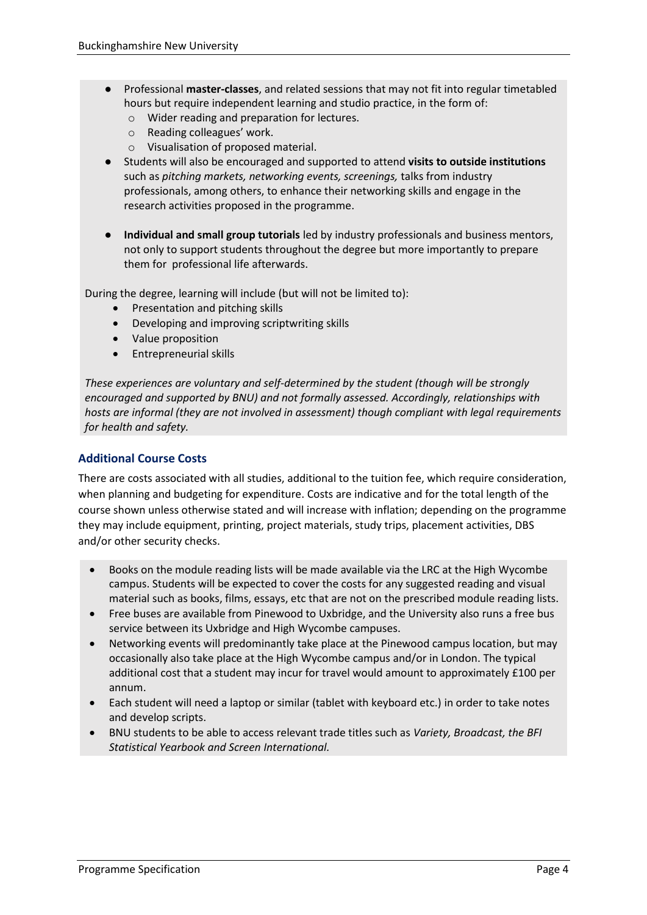- Professional **master-classes**, and related sessions that may not fit into regular timetabled hours but require independent learning and studio practice, in the form of:
  - Wider reading and preparation for lectures.
  - Reading colleagues' work.
  - Visualisation of proposed material.
- Students will also be encouraged and supported to attend **visits to outside institutions** such as *pitching markets, networking events, screenings,* talks from industry professionals, among others, to enhance their networking skills and engage in the research activities proposed in the programme.
- **Individual and small group tutorials** led by industry professionals and business mentors, not only to support students throughout the degree but more importantly to prepare them for professional life afterwards.

During the degree, learning will include (but will not be limited to):

- Presentation and pitching skills
- Developing and improving scriptwriting skills
- Value proposition
- Entrepreneurial skills

*These experiences are voluntary and self-determined by the student (though will be strongly encouraged and supported by BNU) and not formally assessed. Accordingly, relationships with hosts are informal (they are not involved in assessment) though compliant with legal requirements for health and safety.*

### Additional Course Costs

There are costs associated with all studies, additional to the tuition fee, which require consideration, when planning and budgeting for expenditure. Costs are indicative and for the total length of the course shown unless otherwise stated and will increase with inflation; depending on the programme they may include equipment, printing, project materials, study trips, placement activities, DBS and/or other security checks.

- Books on the module reading lists will be made available via the LRC at the High Wycombe campus. Students will be expected to cover the costs for any suggested reading and visual material such as books, films, essays, etc that are not on the prescribed module reading lists.
- Free buses are available from Pinewood to Uxbridge, and the University also runs a free bus service between its Uxbridge and High Wycombe campuses.
- Networking events will predominantly take place at the Pinewood campus location, but may occasionally also take place at the High Wycombe campus and/or in London. The typical additional cost that a student may incur for travel would amount to approximately £100 per annum.
- Each student will need a laptop or similar (tablet with keyboard etc.) in order to take notes and develop scripts.
- BNU students to be able to access relevant trade titles such as *Variety, Broadcast, the BFI Statistical Yearbook and Screen International.*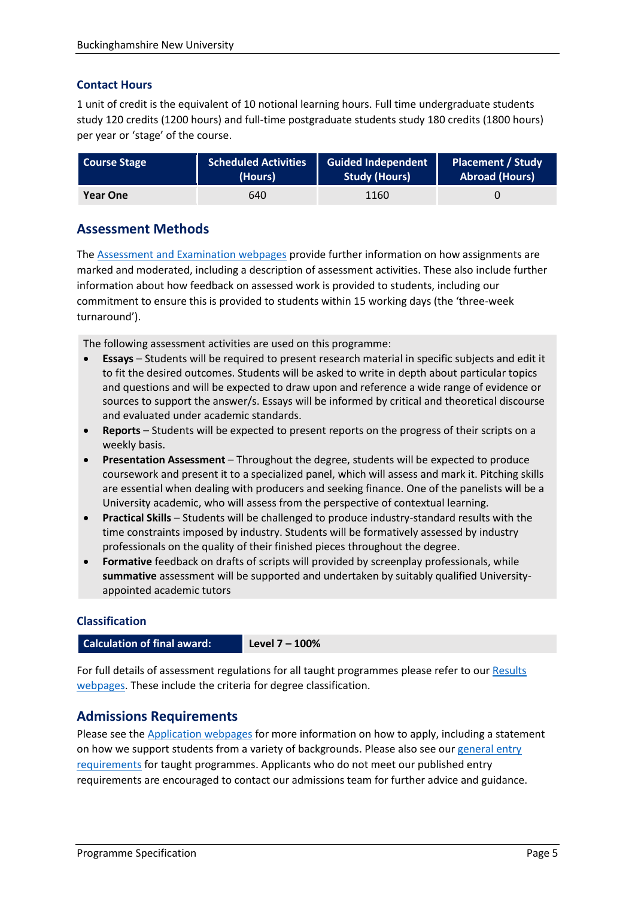### Contact Hours

1 unit of credit is the equivalent of 10 notional learning hours. Full time undergraduate students study 120 credits (1200 hours) and full-time postgraduate students study 180 credits (1800 hours) per year or 'stage' of the course.

| Course Stage | Scheduled Activities (Hours) | Guided Independent Study (Hours) | Placement / Study Abroad (Hours) |
|---|---|---|---|
| **Year One** | 640 | 1160 | 0 |

## Assessment Methods

The Assessment and Examination webpages provide further information on how assignments are marked and moderated, including a description of assessment activities. These also include further information about how feedback on assessed work is provided to students, including our commitment to ensure this is provided to students within 15 working days (the 'three-week turnaround').

The following assessment activities are used on this programme:

- **Essays** – Students will be required to present research material in specific subjects and edit it to fit the desired outcomes. Students will be asked to write in depth about particular topics and questions and will be expected to draw upon and reference a wide range of evidence or sources to support the answer/s. Essays will be informed by critical and theoretical discourse and evaluated under academic standards.
- **Reports** – Students will be expected to present reports on the progress of their scripts on a weekly basis.
- **Presentation Assessment** – Throughout the degree, students will be expected to produce coursework and present it to a specialized panel, which will assess and mark it. Pitching skills are essential when dealing with producers and seeking finance. One of the panelists will be a University academic, who will assess from the perspective of contextual learning.
- **Practical Skills** – Students will be challenged to produce industry-standard results with the time constraints imposed by industry. Students will be formatively assessed by industry professionals on the quality of their finished pieces throughout the degree.
- **Formative** feedback on drafts of scripts will provided by screenplay professionals, while **summative** assessment will be supported and undertaken by suitably qualified University-appointed academic tutors

### Classification

| Calculation of final award: | Level 7 – 100% |
|---|---|

For full details of assessment regulations for all taught programmes please refer to our Results webpages. These include the criteria for degree classification.

## Admissions Requirements

Please see the Application webpages for more information on how to apply, including a statement on how we support students from a variety of backgrounds. Please also see our general entry requirements for taught programmes. Applicants who do not meet our published entry requirements are encouraged to contact our admissions team for further advice and guidance.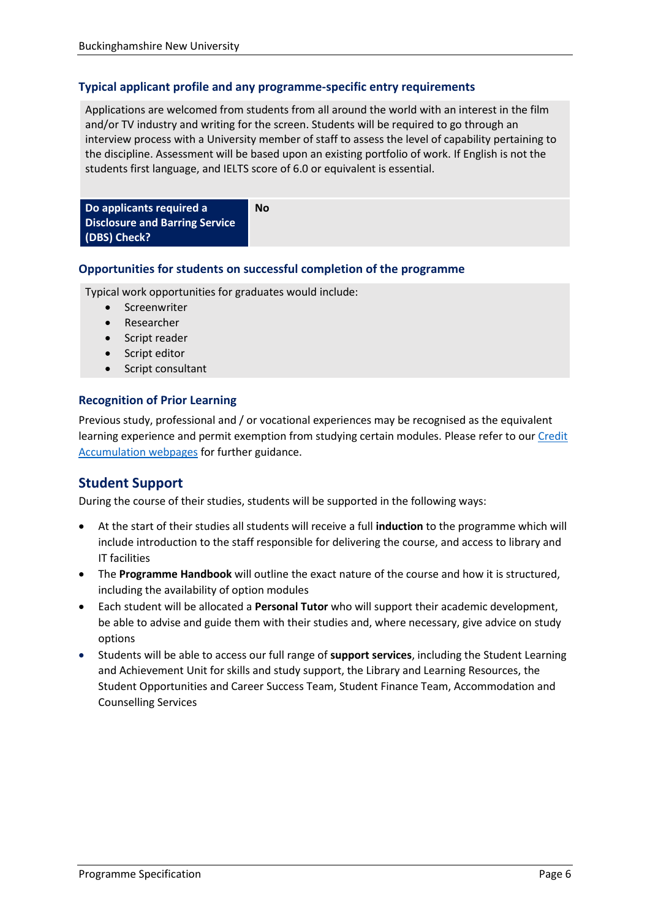### Typical applicant profile and any programme-specific entry requirements

Applications are welcomed from students from all around the world with an interest in the film and/or TV industry and writing for the screen. Students will be required to go through an interview process with a University member of staff to assess the level of capability pertaining to the discipline. Assessment will be based upon an existing portfolio of work. If English is not the students first language, and IELTS score of 6.0 or equivalent is essential.

| Do applicants required a Disclosure and Barring Service (DBS) Check? | No |
|---|---|

### Opportunities for students on successful completion of the programme

Typical work opportunities for graduates would include:

- Screenwriter
- Researcher
- Script reader
- Script editor
- Script consultant

### Recognition of Prior Learning

Previous study, professional and / or vocational experiences may be recognised as the equivalent learning experience and permit exemption from studying certain modules. Please refer to our Credit Accumulation webpages for further guidance.

## Student Support

During the course of their studies, students will be supported in the following ways:

- At the start of their studies all students will receive a full **induction** to the programme which will include introduction to the staff responsible for delivering the course, and access to library and IT facilities
- The **Programme Handbook** will outline the exact nature of the course and how it is structured, including the availability of option modules
- Each student will be allocated a **Personal Tutor** who will support their academic development, be able to advise and guide them with their studies and, where necessary, give advice on study options
- Students will be able to access our full range of **support services**, including the Student Learning and Achievement Unit for skills and study support, the Library and Learning Resources, the Student Opportunities and Career Success Team, Student Finance Team, Accommodation and Counselling Services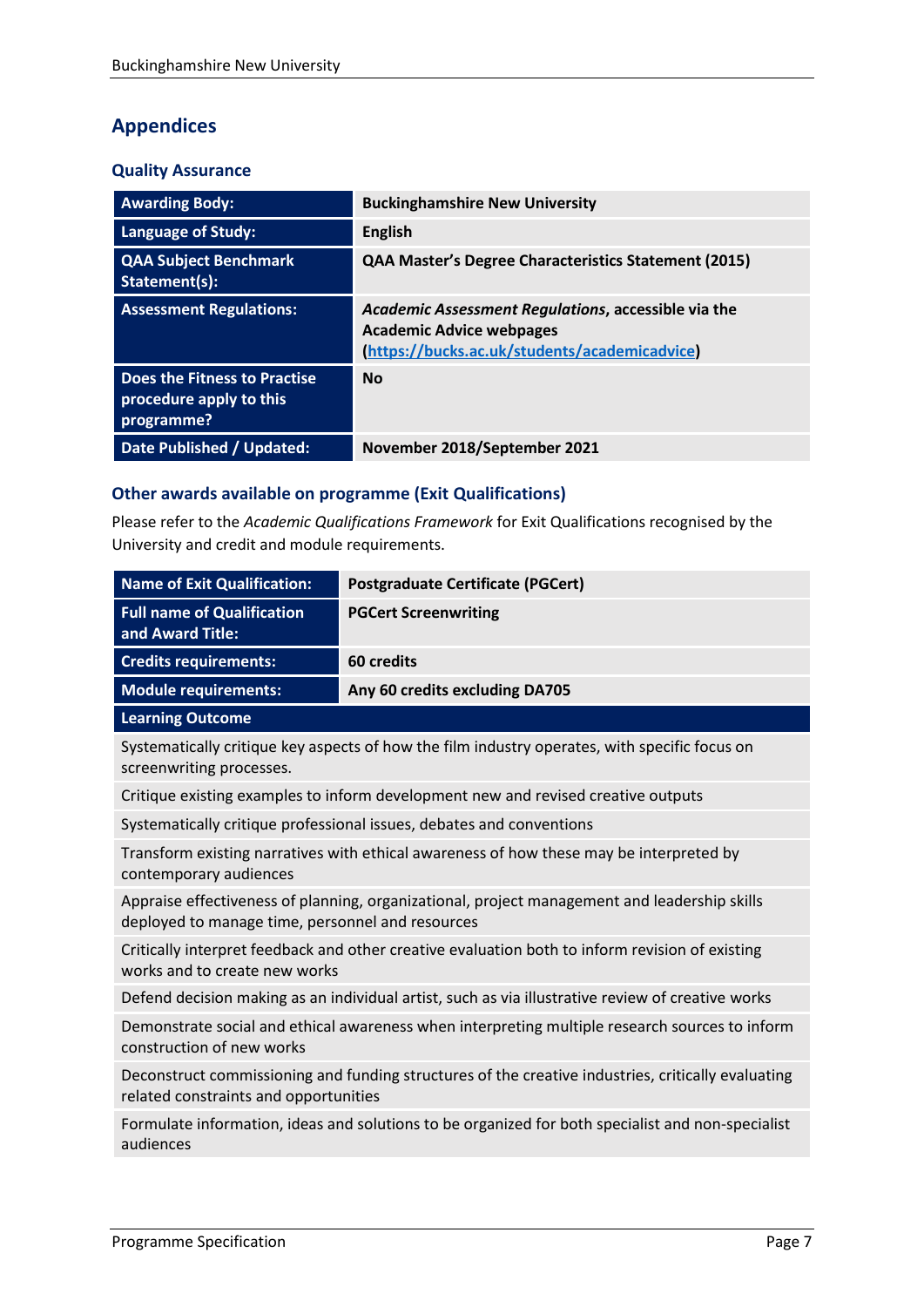## Appendices

### Quality Assurance

| | |
|---|---|
| **Awarding Body:** | **Buckinghamshire New University** |
| **Language of Study:** | **English** |
| **QAA Subject Benchmark Statement(s):** | **QAA Master's Degree Characteristics Statement (2015)** |
| **Assessment Regulations:** | ***Academic Assessment Regulations*, accessible via the Academic Advice webpages (https://bucks.ac.uk/students/academicadvice)** |
| **Does the Fitness to Practise procedure apply to this programme?** | **No** |
| **Date Published / Updated:** | **November 2018/September 2021** |

### Other awards available on programme (Exit Qualifications)

Please refer to the *Academic Qualifications Framework* for Exit Qualifications recognised by the University and credit and module requirements.

| | |
|---|---|
| **Name of Exit Qualification:** | **Postgraduate Certificate (PGCert)** |
| **Full name of Qualification and Award Title:** | **PGCert Screenwriting** |
| **Credits requirements:** | **60 credits** |
| **Module requirements:** | **Any 60 credits excluding DA705** |

| **Learning Outcome** |
|---|
| Systematically critique key aspects of how the film industry operates, with specific focus on screenwriting processes. |
| Critique existing examples to inform development new and revised creative outputs |
| Systematically critique professional issues, debates and conventions |
| Transform existing narratives with ethical awareness of how these may be interpreted by contemporary audiences |
| Appraise effectiveness of planning, organizational, project management and leadership skills deployed to manage time, personnel and resources |
| Critically interpret feedback and other creative evaluation both to inform revision of existing works and to create new works |
| Defend decision making as an individual artist, such as via illustrative review of creative works |
| Demonstrate social and ethical awareness when interpreting multiple research sources to inform construction of new works |
| Deconstruct commissioning and funding structures of the creative industries, critically evaluating related constraints and opportunities |
| Formulate information, ideas and solutions to be organized for both specialist and non-specialist audiences |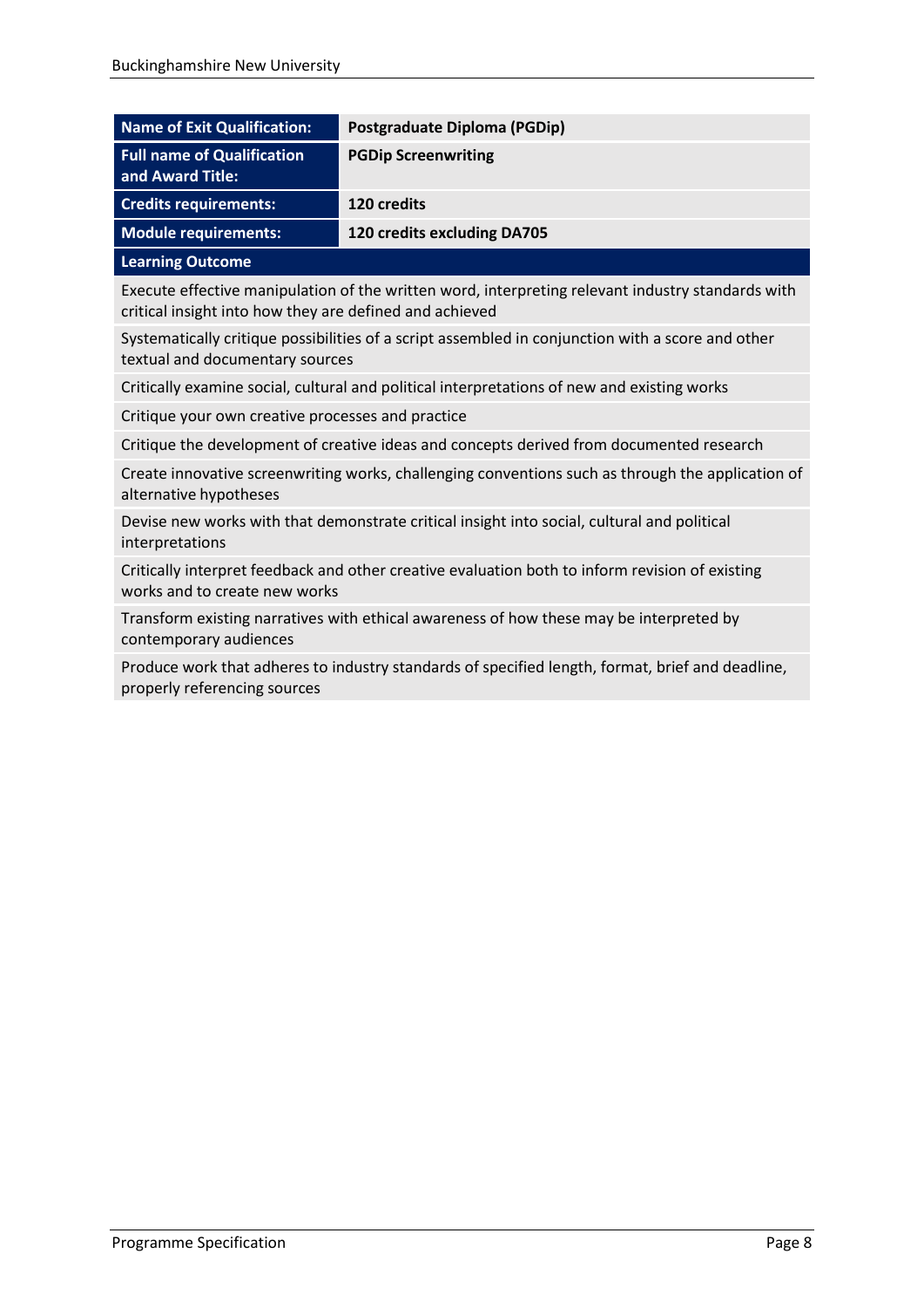| | |
|---|---|
| **Name of Exit Qualification:** | **Postgraduate Diploma (PGDip)** |
| **Full name of Qualification and Award Title:** | **PGDip Screenwriting** |
| **Credits requirements:** | **120 credits** |
| **Module requirements:** | **120 credits excluding DA705** |

| **Learning Outcome** |
|---|
| Execute effective manipulation of the written word, interpreting relevant industry standards with critical insight into how they are defined and achieved |
| Systematically critique possibilities of a script assembled in conjunction with a score and other textual and documentary sources |
| Critically examine social, cultural and political interpretations of new and existing works |
| Critique your own creative processes and practice |
| Critique the development of creative ideas and concepts derived from documented research |
| Create innovative screenwriting works, challenging conventions such as through the application of alternative hypotheses |
| Devise new works with that demonstrate critical insight into social, cultural and political interpretations |
| Critically interpret feedback and other creative evaluation both to inform revision of existing works and to create new works |
| Transform existing narratives with ethical awareness of how these may be interpreted by contemporary audiences |
| Produce work that adheres to industry standards of specified length, format, brief and deadline, properly referencing sources |